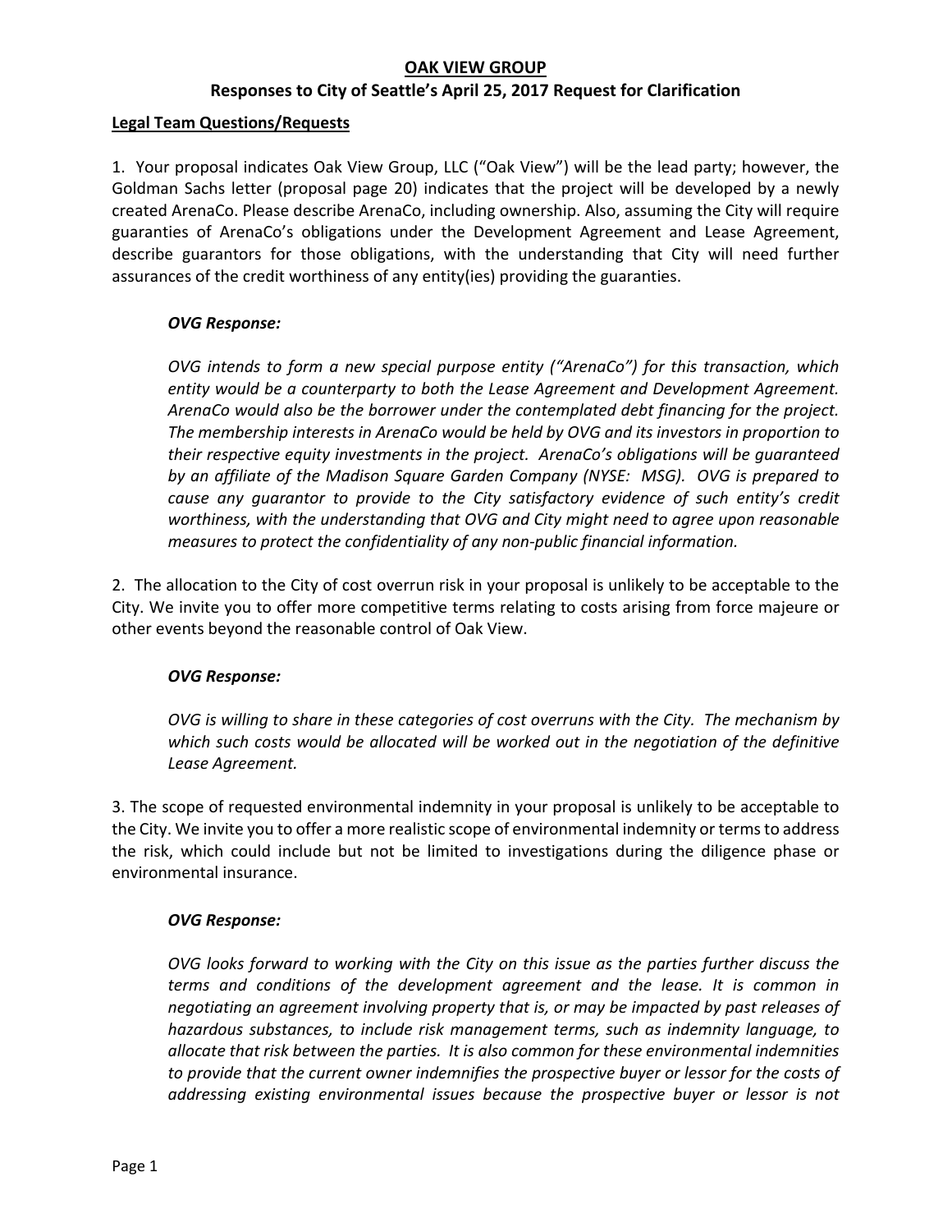# OAK VIEW GROUP

## Responses to City of Seattle's April 25, 2017 Request for Clarification

### Legal Team Questions/Requests

1. Your proposal indicates Oak View Group, LLC ("Oak View") will be the lead party; however, the Goldman Sachs letter (proposal page 20) indicates that the project will be developed by a newly created ArenaCo. Please describe ArenaCo, including ownership. Also, assuming the City will require guaranties of ArenaCo's obligations under the Development Agreement and Lease Agreement, describe guarantors for those obligations, with the understanding that City will need further assurances of the credit worthiness of any entity(ies) providing the guaranties.

   ***OVG Response:***

   *OVG intends to form a new special purpose entity ("ArenaCo") for this transaction, which entity would be a counterparty to both the Lease Agreement and Development Agreement. ArenaCo would also be the borrower under the contemplated debt financing for the project. The membership interests in ArenaCo would be held by OVG and its investors in proportion to their respective equity investments in the project. ArenaCo's obligations will be guaranteed by an affiliate of the Madison Square Garden Company (NYSE: MSG). OVG is prepared to cause any guarantor to provide to the City satisfactory evidence of such entity's credit worthiness, with the understanding that OVG and City might need to agree upon reasonable measures to protect the confidentiality of any non-public financial information.*

2. The allocation to the City of cost overrun risk in your proposal is unlikely to be acceptable to the City. We invite you to offer more competitive terms relating to costs arising from force majeure or other events beyond the reasonable control of Oak View.

   ***OVG Response:***

   *OVG is willing to share in these categories of cost overruns with the City. The mechanism by which such costs would be allocated will be worked out in the negotiation of the definitive Lease Agreement.*

3. The scope of requested environmental indemnity in your proposal is unlikely to be acceptable to the City. We invite you to offer a more realistic scope of environmental indemnity or terms to address the risk, which could include but not be limited to investigations during the diligence phase or environmental insurance.

   ***OVG Response:***

   *OVG looks forward to working with the City on this issue as the parties further discuss the terms and conditions of the development agreement and the lease. It is common in negotiating an agreement involving property that is, or may be impacted by past releases of hazardous substances, to include risk management terms, such as indemnity language, to allocate that risk between the parties. It is also common for these environmental indemnities to provide that the current owner indemnifies the prospective buyer or lessor for the costs of addressing existing environmental issues because the prospective buyer or lessor is not*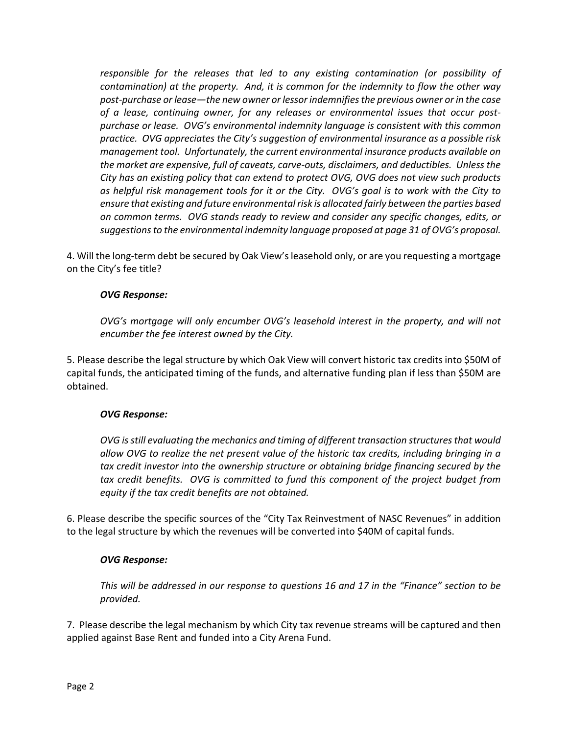*responsible for the releases that led to any existing contamination (or possibility of contamination) at the property. And, it is common for the indemnity to flow the other way post-purchase or lease—the new owner or lessor indemnifies the previous owner or in the case of a lease, continuing owner, for any releases or environmental issues that occur post-purchase or lease. OVG's environmental indemnity language is consistent with this common practice. OVG appreciates the City's suggestion of environmental insurance as a possible risk management tool. Unfortunately, the current environmental insurance products available on the market are expensive, full of caveats, carve-outs, disclaimers, and deductibles. Unless the City has an existing policy that can extend to protect OVG, OVG does not view such products as helpful risk management tools for it or the City. OVG's goal is to work with the City to ensure that existing and future environmental risk is allocated fairly between the parties based on common terms. OVG stands ready to review and consider any specific changes, edits, or suggestions to the environmental indemnity language proposed at page 31 of OVG's proposal.*

4. Will the long-term debt be secured by Oak View's leasehold only, or are you requesting a mortgage on the City's fee title?

***OVG Response:***

*OVG's mortgage will only encumber OVG's leasehold interest in the property, and will not encumber the fee interest owned by the City.*

5. Please describe the legal structure by which Oak View will convert historic tax credits into $50M of capital funds, the anticipated timing of the funds, and alternative funding plan if less than $50M are obtained.

***OVG Response:***

*OVG is still evaluating the mechanics and timing of different transaction structures that would allow OVG to realize the net present value of the historic tax credits, including bringing in a tax credit investor into the ownership structure or obtaining bridge financing secured by the tax credit benefits. OVG is committed to fund this component of the project budget from equity if the tax credit benefits are not obtained.*

6. Please describe the specific sources of the "City Tax Reinvestment of NASC Revenues" in addition to the legal structure by which the revenues will be converted into $40M of capital funds.

***OVG Response:***

*This will be addressed in our response to questions 16 and 17 in the "Finance" section to be provided.*

7. Please describe the legal mechanism by which City tax revenue streams will be captured and then applied against Base Rent and funded into a City Arena Fund.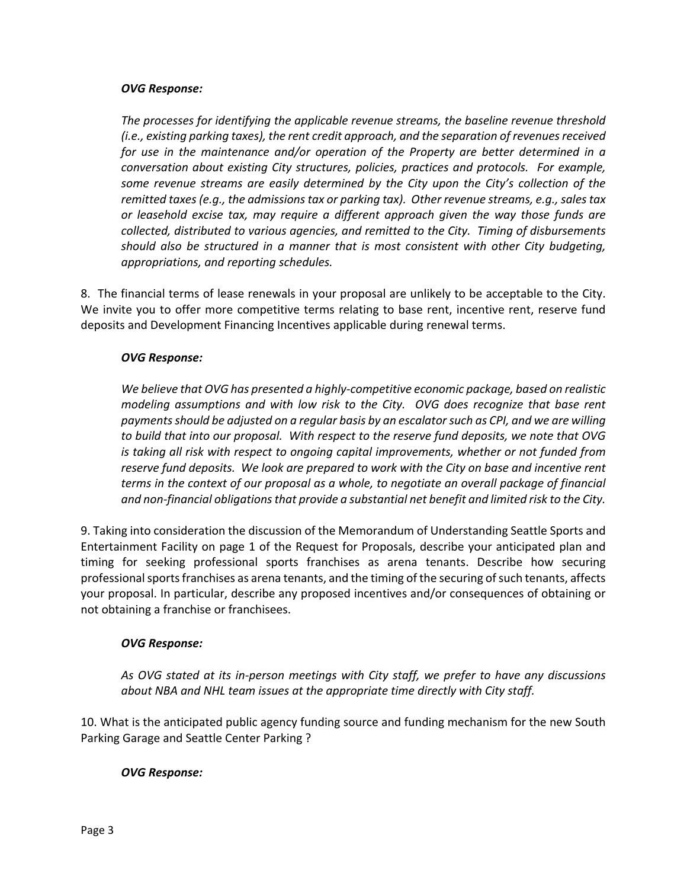***OVG Response:***

*The processes for identifying the applicable revenue streams, the baseline revenue threshold (i.e., existing parking taxes), the rent credit approach, and the separation of revenues received for use in the maintenance and/or operation of the Property are better determined in a conversation about existing City structures, policies, practices and protocols. For example, some revenue streams are easily determined by the City upon the City's collection of the remitted taxes (e.g., the admissions tax or parking tax). Other revenue streams, e.g., sales tax or leasehold excise tax, may require a different approach given the way those funds are collected, distributed to various agencies, and remitted to the City. Timing of disbursements should also be structured in a manner that is most consistent with other City budgeting, appropriations, and reporting schedules.*

8. The financial terms of lease renewals in your proposal are unlikely to be acceptable to the City. We invite you to offer more competitive terms relating to base rent, incentive rent, reserve fund deposits and Development Financing Incentives applicable during renewal terms.

***OVG Response:***

*We believe that OVG has presented a highly-competitive economic package, based on realistic modeling assumptions and with low risk to the City. OVG does recognize that base rent payments should be adjusted on a regular basis by an escalator such as CPI, and we are willing to build that into our proposal. With respect to the reserve fund deposits, we note that OVG is taking all risk with respect to ongoing capital improvements, whether or not funded from reserve fund deposits. We look are prepared to work with the City on base and incentive rent terms in the context of our proposal as a whole, to negotiate an overall package of financial and non-financial obligations that provide a substantial net benefit and limited risk to the City.*

9. Taking into consideration the discussion of the Memorandum of Understanding Seattle Sports and Entertainment Facility on page 1 of the Request for Proposals, describe your anticipated plan and timing for seeking professional sports franchises as arena tenants. Describe how securing professional sports franchises as arena tenants, and the timing of the securing of such tenants, affects your proposal. In particular, describe any proposed incentives and/or consequences of obtaining or not obtaining a franchise or franchisees.

***OVG Response:***

*As OVG stated at its in-person meetings with City staff, we prefer to have any discussions about NBA and NHL team issues at the appropriate time directly with City staff.*

10. What is the anticipated public agency funding source and funding mechanism for the new South Parking Garage and Seattle Center Parking ?

***OVG Response:***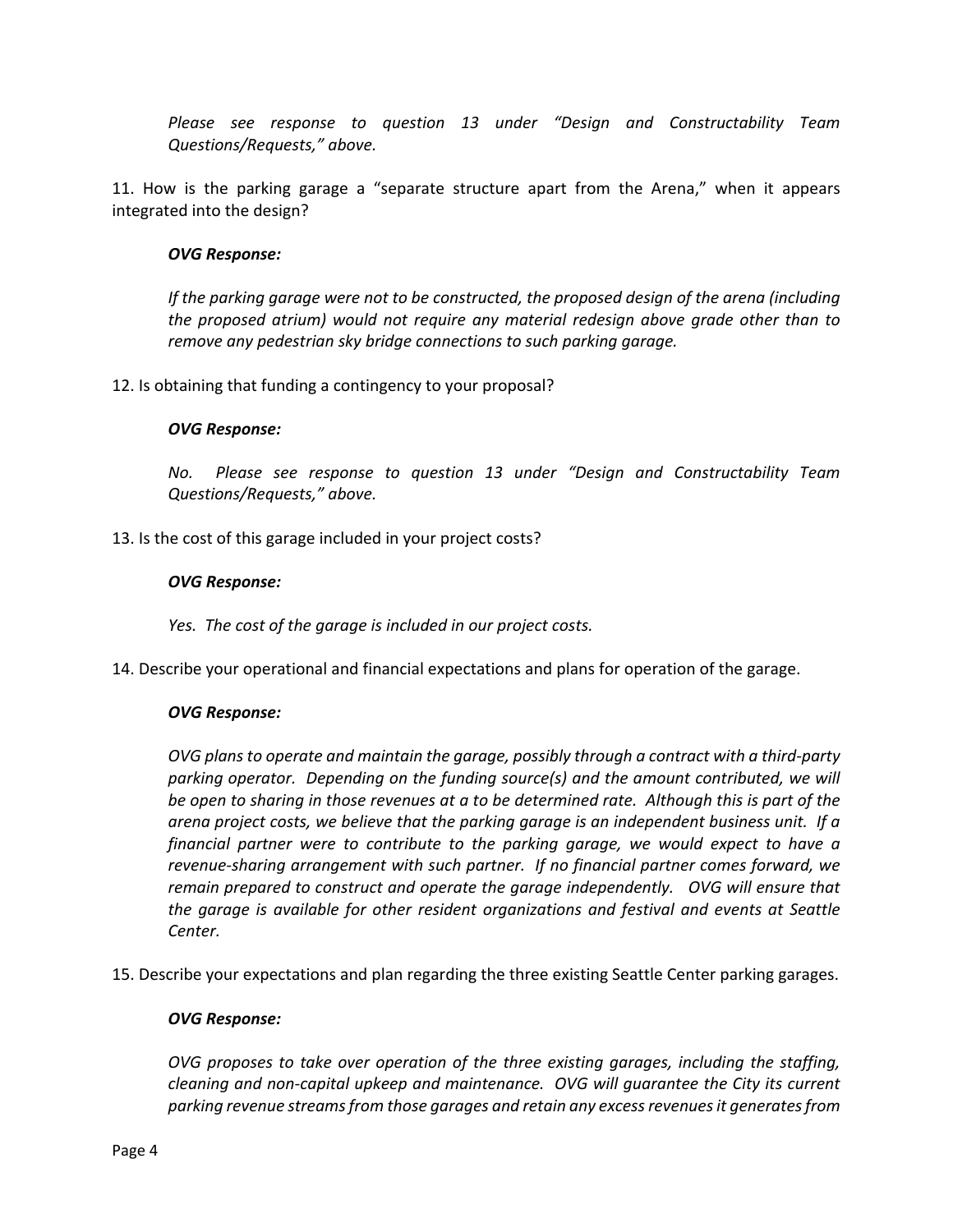*Please see response to question 13 under "Design and Constructability Team Questions/Requests," above.*

11. How is the parking garage a "separate structure apart from the Arena," when it appears integrated into the design?

***OVG Response:***

*If the parking garage were not to be constructed, the proposed design of the arena (including the proposed atrium) would not require any material redesign above grade other than to remove any pedestrian sky bridge connections to such parking garage.*

12. Is obtaining that funding a contingency to your proposal?

***OVG Response:***

*No. Please see response to question 13 under "Design and Constructability Team Questions/Requests," above.*

13. Is the cost of this garage included in your project costs?

***OVG Response:***

*Yes. The cost of the garage is included in our project costs.*

14. Describe your operational and financial expectations and plans for operation of the garage.

***OVG Response:***

*OVG plans to operate and maintain the garage, possibly through a contract with a third-party parking operator. Depending on the funding source(s) and the amount contributed, we will be open to sharing in those revenues at a to be determined rate. Although this is part of the arena project costs, we believe that the parking garage is an independent business unit. If a financial partner were to contribute to the parking garage, we would expect to have a revenue-sharing arrangement with such partner. If no financial partner comes forward, we remain prepared to construct and operate the garage independently. OVG will ensure that the garage is available for other resident organizations and festival and events at Seattle Center.*

15. Describe your expectations and plan regarding the three existing Seattle Center parking garages.

***OVG Response:***

*OVG proposes to take over operation of the three existing garages, including the staffing, cleaning and non-capital upkeep and maintenance. OVG will guarantee the City its current parking revenue streams from those garages and retain any excess revenues it generates from*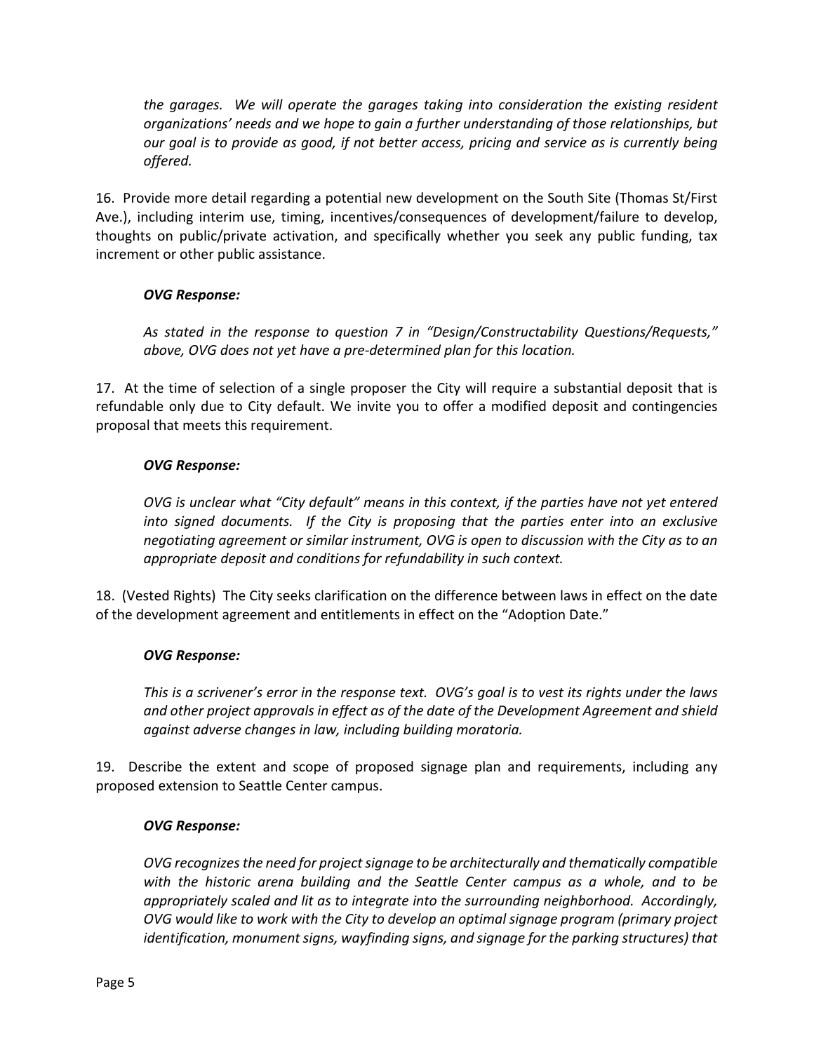*the garages. We will operate the garages taking into consideration the existing resident organizations' needs and we hope to gain a further understanding of those relationships, but our goal is to provide as good, if not better access, pricing and service as is currently being offered.*

16. Provide more detail regarding a potential new development on the South Site (Thomas St/First Ave.), including interim use, timing, incentives/consequences of development/failure to develop, thoughts on public/private activation, and specifically whether you seek any public funding, tax increment or other public assistance.

***OVG Response:***

*As stated in the response to question 7 in "Design/Constructability Questions/Requests," above, OVG does not yet have a pre-determined plan for this location.*

17. At the time of selection of a single proposer the City will require a substantial deposit that is refundable only due to City default. We invite you to offer a modified deposit and contingencies proposal that meets this requirement.

***OVG Response:***

*OVG is unclear what "City default" means in this context, if the parties have not yet entered into signed documents. If the City is proposing that the parties enter into an exclusive negotiating agreement or similar instrument, OVG is open to discussion with the City as to an appropriate deposit and conditions for refundability in such context.*

18. (Vested Rights) The City seeks clarification on the difference between laws in effect on the date of the development agreement and entitlements in effect on the "Adoption Date."

***OVG Response:***

*This is a scrivener's error in the response text. OVG's goal is to vest its rights under the laws and other project approvals in effect as of the date of the Development Agreement and shield against adverse changes in law, including building moratoria.*

19. Describe the extent and scope of proposed signage plan and requirements, including any proposed extension to Seattle Center campus.

***OVG Response:***

*OVG recognizes the need for project signage to be architecturally and thematically compatible with the historic arena building and the Seattle Center campus as a whole, and to be appropriately scaled and lit as to integrate into the surrounding neighborhood. Accordingly, OVG would like to work with the City to develop an optimal signage program (primary project identification, monument signs, wayfinding signs, and signage for the parking structures) that*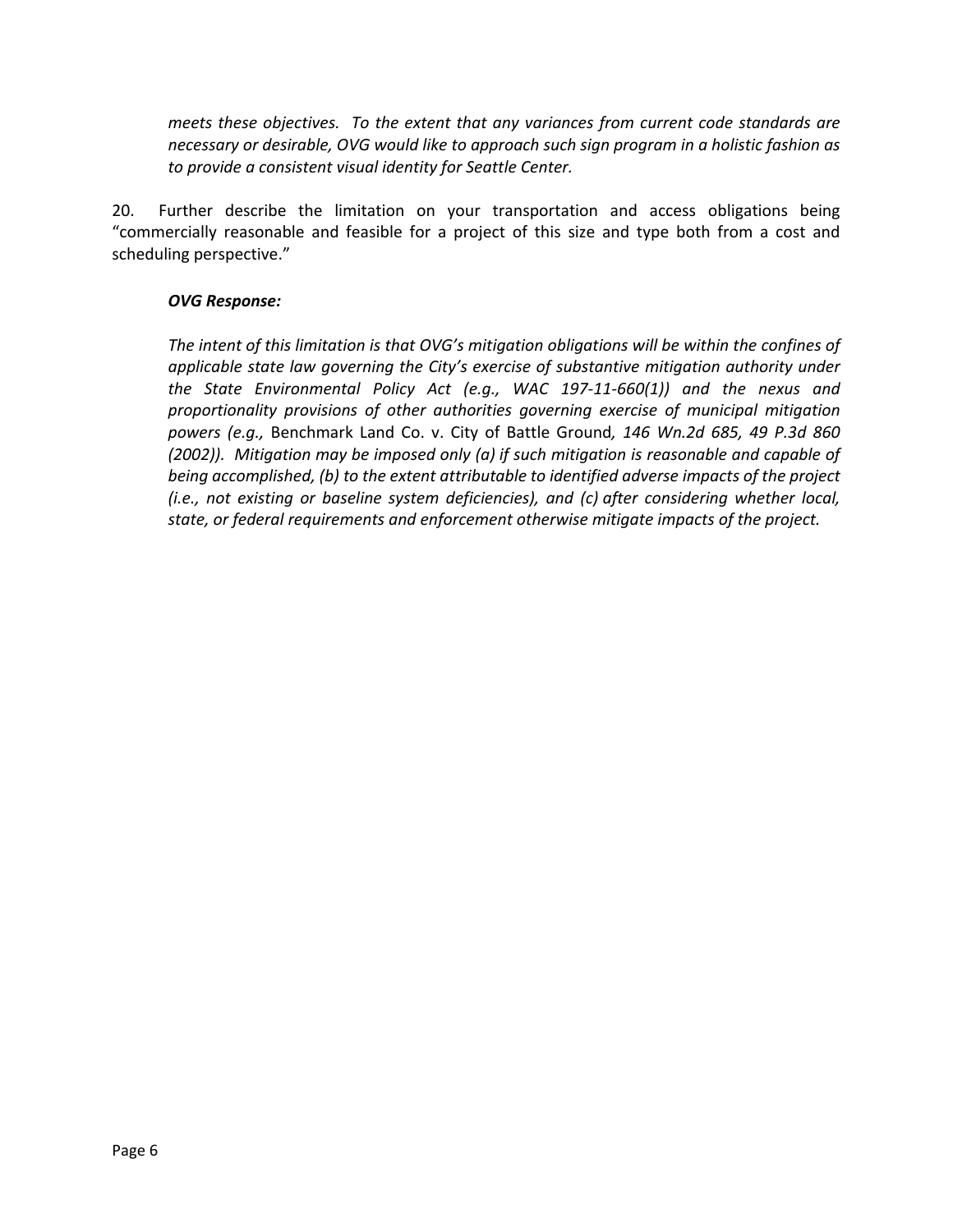*meets these objectives. To the extent that any variances from current code standards are necessary or desirable, OVG would like to approach such sign program in a holistic fashion as to provide a consistent visual identity for Seattle Center.*

20. Further describe the limitation on your transportation and access obligations being "commercially reasonable and feasible for a project of this size and type both from a cost and scheduling perspective."

***OVG Response:***

*The intent of this limitation is that OVG's mitigation obligations will be within the confines of applicable state law governing the City's exercise of substantive mitigation authority under the State Environmental Policy Act (e.g., WAC 197-11-660(1)) and the nexus and proportionality provisions of other authorities governing exercise of municipal mitigation powers (e.g.,* Benchmark Land Co. v. City of Battle Ground*, 146 Wn.2d 685, 49 P.3d 860 (2002)). Mitigation may be imposed only (a) if such mitigation is reasonable and capable of being accomplished, (b) to the extent attributable to identified adverse impacts of the project (i.e., not existing or baseline system deficiencies), and (c) after considering whether local, state, or federal requirements and enforcement otherwise mitigate impacts of the project.*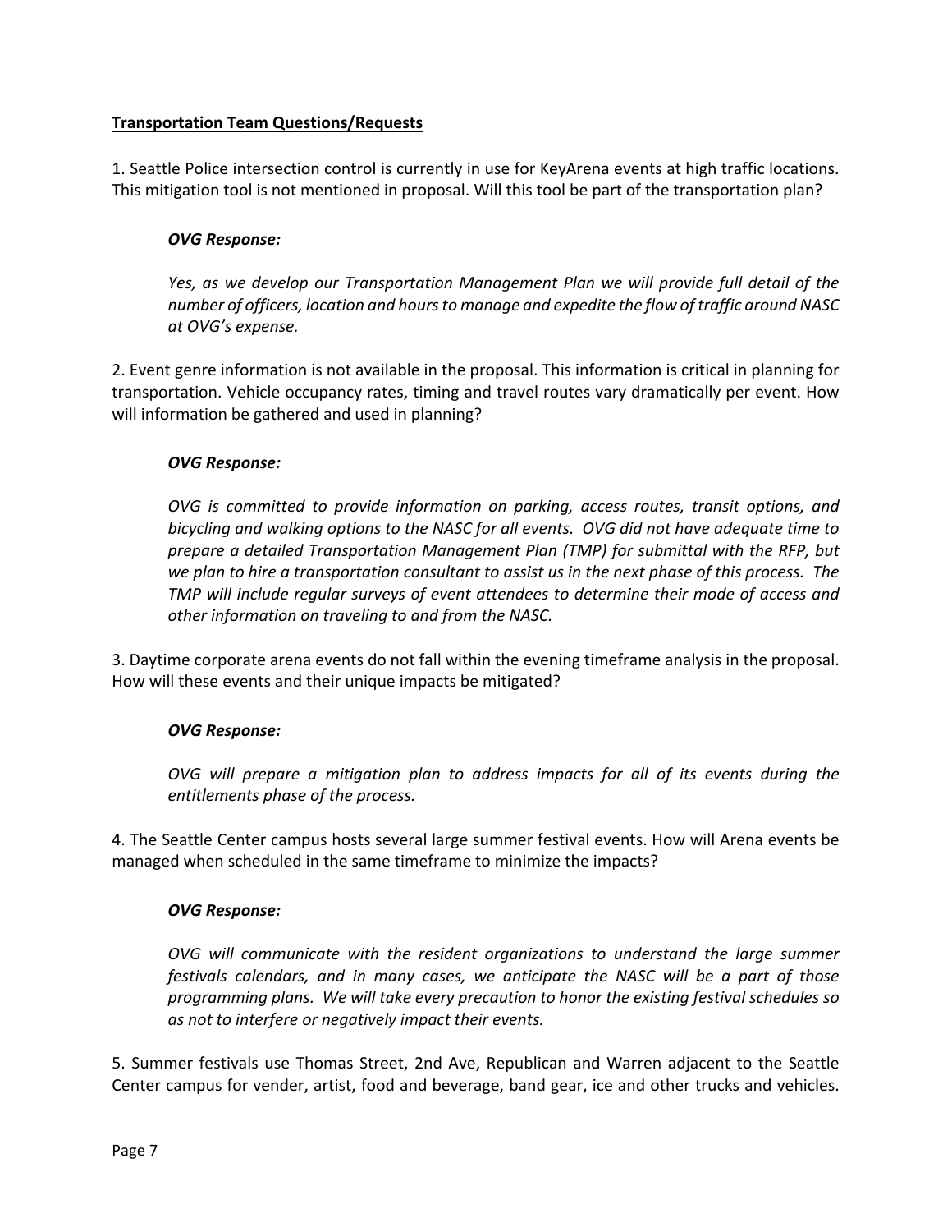**Transportation Team Questions/Requests**

1. Seattle Police intersection control is currently in use for KeyArena events at high traffic locations. This mitigation tool is not mentioned in proposal. Will this tool be part of the transportation plan?

> ***OVG Response:***
>
> *Yes, as we develop our Transportation Management Plan we will provide full detail of the number of officers, location and hours to manage and expedite the flow of traffic around NASC at OVG's expense.*

2. Event genre information is not available in the proposal. This information is critical in planning for transportation. Vehicle occupancy rates, timing and travel routes vary dramatically per event. How will information be gathered and used in planning?

> ***OVG Response:***
>
> *OVG is committed to provide information on parking, access routes, transit options, and bicycling and walking options to the NASC for all events. OVG did not have adequate time to prepare a detailed Transportation Management Plan (TMP) for submittal with the RFP, but we plan to hire a transportation consultant to assist us in the next phase of this process. The TMP will include regular surveys of event attendees to determine their mode of access and other information on traveling to and from the NASC.*

3. Daytime corporate arena events do not fall within the evening timeframe analysis in the proposal. How will these events and their unique impacts be mitigated?

> ***OVG Response:***
>
> *OVG will prepare a mitigation plan to address impacts for all of its events during the entitlements phase of the process.*

4. The Seattle Center campus hosts several large summer festival events. How will Arena events be managed when scheduled in the same timeframe to minimize the impacts?

> ***OVG Response:***
>
> *OVG will communicate with the resident organizations to understand the large summer festivals calendars, and in many cases, we anticipate the NASC will be a part of those programming plans. We will take every precaution to honor the existing festival schedules so as not to interfere or negatively impact their events.*

5. Summer festivals use Thomas Street, 2nd Ave, Republican and Warren adjacent to the Seattle Center campus for vender, artist, food and beverage, band gear, ice and other trucks and vehicles.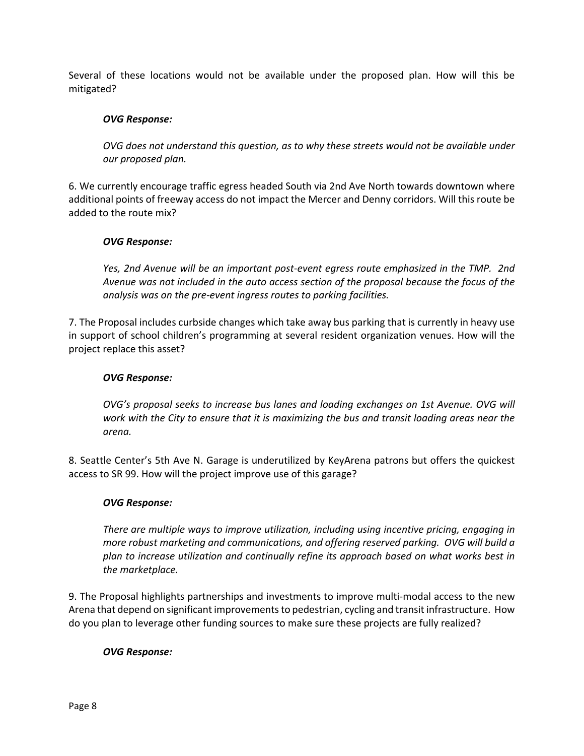Several of these locations would not be available under the proposed plan. How will this be mitigated?

> ***OVG Response:***
>
> *OVG does not understand this question, as to why these streets would not be available under our proposed plan.*

6. We currently encourage traffic egress headed South via 2nd Ave North towards downtown where additional points of freeway access do not impact the Mercer and Denny corridors. Will this route be added to the route mix?

> ***OVG Response:***
>
> *Yes, 2nd Avenue will be an important post-event egress route emphasized in the TMP. 2nd Avenue was not included in the auto access section of the proposal because the focus of the analysis was on the pre-event ingress routes to parking facilities.*

7. The Proposal includes curbside changes which take away bus parking that is currently in heavy use in support of school children's programming at several resident organization venues. How will the project replace this asset?

> ***OVG Response:***
>
> *OVG's proposal seeks to increase bus lanes and loading exchanges on 1st Avenue. OVG will work with the City to ensure that it is maximizing the bus and transit loading areas near the arena.*

8. Seattle Center's 5th Ave N. Garage is underutilized by KeyArena patrons but offers the quickest access to SR 99. How will the project improve use of this garage?

> ***OVG Response:***
>
> *There are multiple ways to improve utilization, including using incentive pricing, engaging in more robust marketing and communications, and offering reserved parking. OVG will build a plan to increase utilization and continually refine its approach based on what works best in the marketplace.*

9. The Proposal highlights partnerships and investments to improve multi-modal access to the new Arena that depend on significant improvements to pedestrian, cycling and transit infrastructure. How do you plan to leverage other funding sources to make sure these projects are fully realized?

> ***OVG Response:***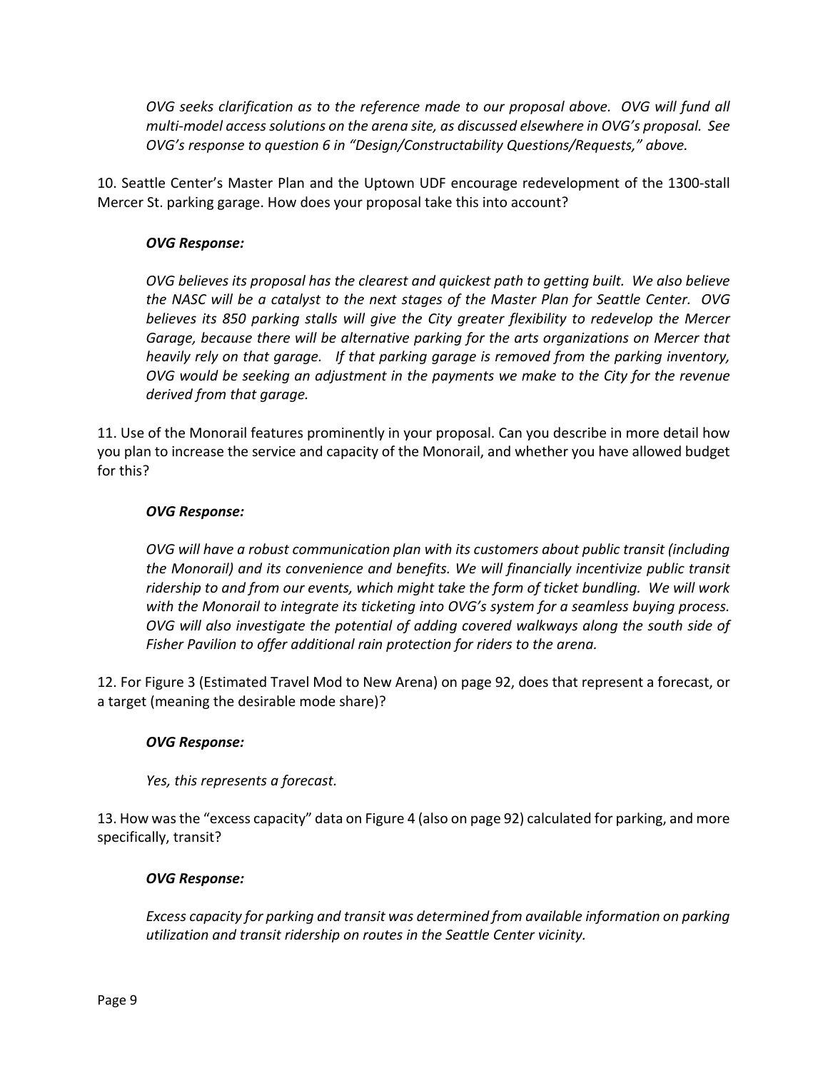*OVG seeks clarification as to the reference made to our proposal above. OVG will fund all multi-model access solutions on the arena site, as discussed elsewhere in OVG's proposal. See OVG's response to question 6 in "Design/Constructability Questions/Requests," above.*

10. Seattle Center's Master Plan and the Uptown UDF encourage redevelopment of the 1300-stall Mercer St. parking garage. How does your proposal take this into account?

***OVG Response:***

*OVG believes its proposal has the clearest and quickest path to getting built. We also believe the NASC will be a catalyst to the next stages of the Master Plan for Seattle Center. OVG believes its 850 parking stalls will give the City greater flexibility to redevelop the Mercer Garage, because there will be alternative parking for the arts organizations on Mercer that heavily rely on that garage. If that parking garage is removed from the parking inventory, OVG would be seeking an adjustment in the payments we make to the City for the revenue derived from that garage.*

11. Use of the Monorail features prominently in your proposal. Can you describe in more detail how you plan to increase the service and capacity of the Monorail, and whether you have allowed budget for this?

***OVG Response:***

*OVG will have a robust communication plan with its customers about public transit (including the Monorail) and its convenience and benefits. We will financially incentivize public transit ridership to and from our events, which might take the form of ticket bundling. We will work with the Monorail to integrate its ticketing into OVG's system for a seamless buying process. OVG will also investigate the potential of adding covered walkways along the south side of Fisher Pavilion to offer additional rain protection for riders to the arena.*

12. For Figure 3 (Estimated Travel Mod to New Arena) on page 92, does that represent a forecast, or a target (meaning the desirable mode share)?

***OVG Response:***

*Yes, this represents a forecast.*

13. How was the "excess capacity" data on Figure 4 (also on page 92) calculated for parking, and more specifically, transit?

***OVG Response:***

*Excess capacity for parking and transit was determined from available information on parking utilization and transit ridership on routes in the Seattle Center vicinity.*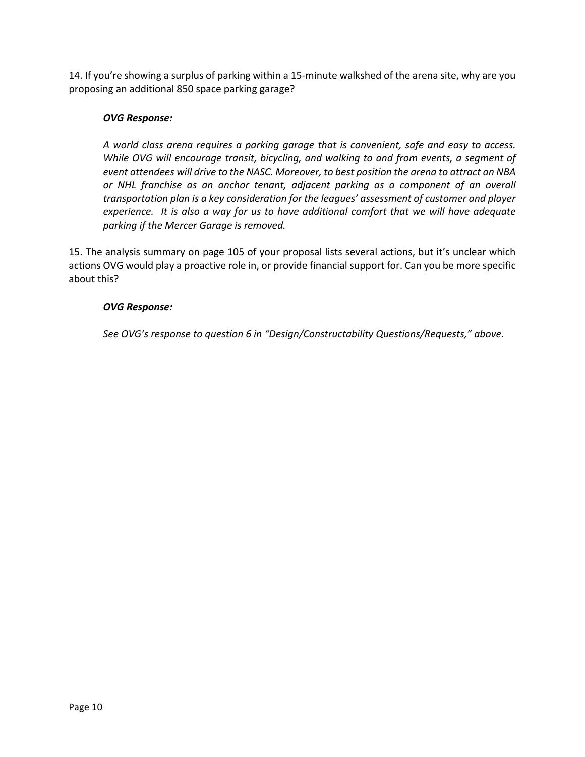14. If you're showing a surplus of parking within a 15-minute walkshed of the arena site, why are you proposing an additional 850 space parking garage?

> ***OVG Response:***
>
> *A world class arena requires a parking garage that is convenient, safe and easy to access. While OVG will encourage transit, bicycling, and walking to and from events, a segment of event attendees will drive to the NASC. Moreover, to best position the arena to attract an NBA or NHL franchise as an anchor tenant, adjacent parking as a component of an overall transportation plan is a key consideration for the leagues' assessment of customer and player experience. It is also a way for us to have additional comfort that we will have adequate parking if the Mercer Garage is removed.*

15. The analysis summary on page 105 of your proposal lists several actions, but it's unclear which actions OVG would play a proactive role in, or provide financial support for. Can you be more specific about this?

> ***OVG Response:***
>
> *See OVG's response to question 6 in "Design/Constructability Questions/Requests," above.*